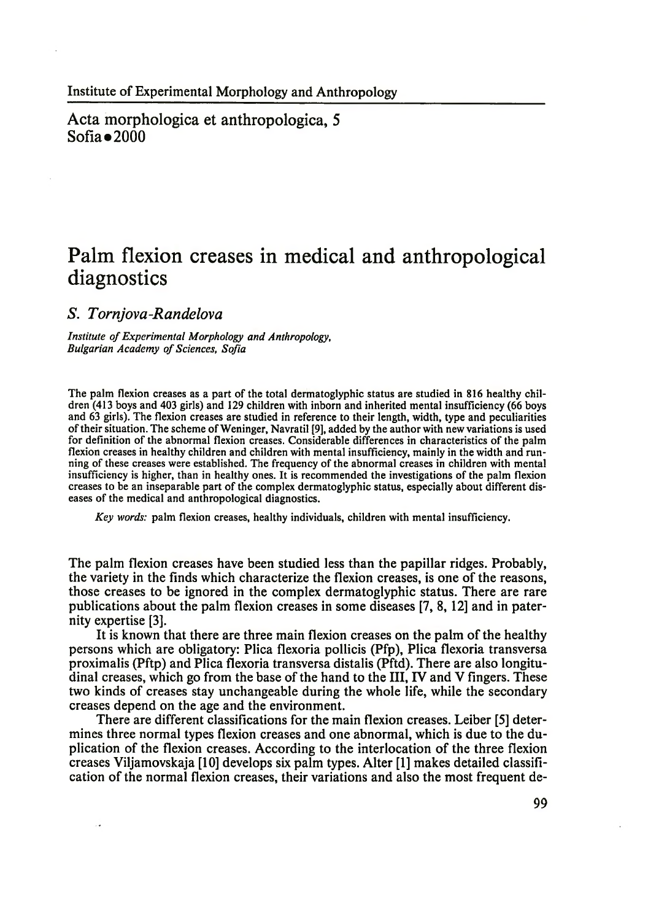Institute of Experimental Morphology and Anthropology

Acta morphologica et anthropologica, 5
Sofia • 2000

# Palm flexion creases in medical and anthropological diagnostics

*S. Tornjova-Randelova*

*Institute of Experimental Morphology and Anthropology, Bulgarian Academy of Sciences, Sofia*

The palm flexion creases as a part of the total dermatoglyphic status are studied in 816 healthy children (413 boys and 403 girls) and 129 children with inborn and inherited mental insufficiency (66 boys and 63 girls). The flexion creases are studied in reference to their length, width, type and peculiarities of their situation. The scheme of Weninger, Navratil [9], added by the author with new variations is used for definition of the abnormal flexion creases. Considerable differences in characteristics of the palm flexion creases in healthy children and children with mental insufficiency, mainly in the width and running of these creases were established. The frequency of the abnormal creases in children with mental insufficiency is higher, than in healthy ones. It is recommended the investigations of the palm flexion creases to be an inseparable part of the complex dermatoglyphic status, especially about different diseases of the medical and anthropological diagnostics.

*Key words:* palm flexion creases, healthy individuals, children with mental insufficiency.

The palm flexion creases have been studied less than the papillar ridges. Probably, the variety in the finds which characterize the flexion creases, is one of the reasons, those creases to be ignored in the complex dermatoglyphic status. There are rare publications about the palm flexion creases in some diseases [7, 8, 12] and in paternity expertise [3].

It is known that there are three main flexion creases on the palm of the healthy persons which are obligatory: Plica flexoria pollicis (Pfp), Plica flexoria transversa proximalis (Pftp) and Plica flexoria transversa distalis (Pftd). There are also longitudinal creases, which go from the base of the hand to the III, IV and V fingers. These two kinds of creases stay unchangeable during the whole life, while the secondary creases depend on the age and the environment.

There are different classifications for the main flexion creases. Leiber [5] determines three normal types flexion creases and one abnormal, which is due to the duplication of the flexion creases. According to the interlocation of the three flexion creases Viljamovskaja [10] develops six palm types. Alter [1] makes detailed classification of the normal flexion creases, their variations and also the most frequent de-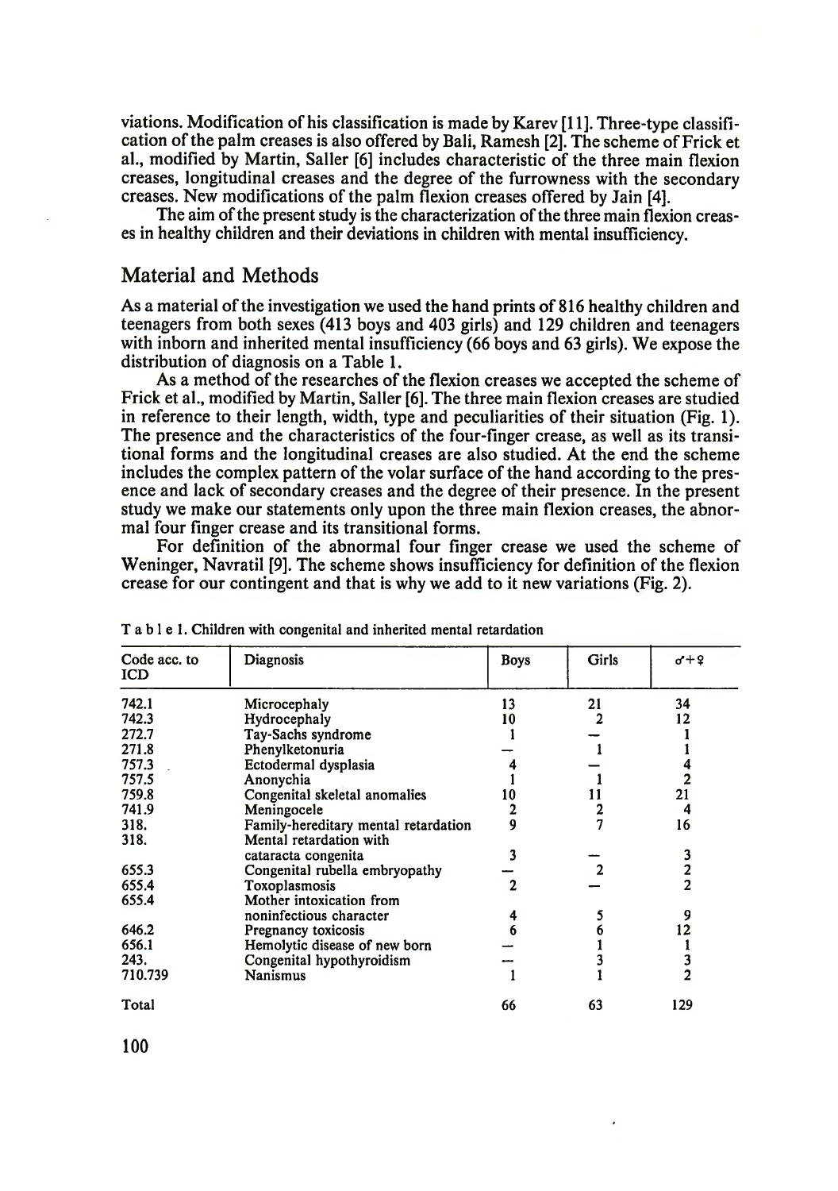viations. Modification of his classification is made by Karev [11]. Three-type classification of the palm creases is also offered by Bali, Ramesh [2]. The scheme of Frick et al., modified by Martin, Saller [6] includes characteristic of the three main flexion creases, longitudinal creases and the degree of the furrowness with the secondary creases. New modifications of the palm flexion creases offered by Jain [4].

The aim of the present study is the characterization of the three main flexion creases in healthy children and their deviations in children with mental insufficiency.

## Material and Methods

As a material of the investigation we used the hand prints of 816 healthy children and teenagers from both sexes (413 boys and 403 girls) and 129 children and teenagers with inborn and inherited mental insufficiency (66 boys and 63 girls). We expose the distribution of diagnosis on a Table 1.

As a method of the researches of the flexion creases we accepted the scheme of Frick et al., modified by Martin, Saller [6]. The three main flexion creases are studied in reference to their length, width, type and peculiarities of their situation (Fig. 1). The presence and the characteristics of the four-finger crease, as well as its transitional forms and the longitudinal creases are also studied. At the end the scheme includes the complex pattern of the volar surface of the hand according to the presence and lack of secondary creases and the degree of their presence. In the present study we make our statements only upon the three main flexion creases, the abnormal four finger crease and its transitional forms.

For definition of the abnormal four finger crease we used the scheme of Weninger, Navratil [9]. The scheme shows insufficiency for definition of the flexion crease for our contingent and that is why we add to it new variations (Fig. 2).

Table 1. Children with congenital and inherited mental retardation

| Code acc. to ICD | Diagnosis | Boys | Girls | ♂+♀ |
|---|---|---|---|---|
| 742.1 | Microcephaly | 13 | 21 | 34 |
| 742.3 | Hydrocephaly | 10 | 2 | 12 |
| 272.7 | Tay-Sachs syndrome | 1 | — | 1 |
| 271.8 | Phenylketonuria | — | 1 | 1 |
| 757.3 | Ectodermal dysplasia | 4 | — | 4 |
| 757.5 | Anonychia | 1 | 1 | 2 |
| 759.8 | Congenital skeletal anomalies | 10 | 11 | 21 |
| 741.9 | Meningocele | 2 | 2 | 4 |
| 318. | Family-hereditary mental retardation | 9 | 7 | 16 |
| 318. | Mental retardation with cataracta congenita | 3 | — | 3 |
| 655.3 | Congenital rubella embryopathy | — | 2 | 2 |
| 655.4 | Toxoplasmosis | 2 | — | 2 |
| 655.4 | Mother intoxication from noninfectious character | 4 | 5 | 9 |
| 646.2 | Pregnancy toxicosis | 6 | 6 | 12 |
| 656.1 | Hemolytic disease of new born | — | 1 | 1 |
| 243. | Congenital hypothyroidism | — | 3 | 3 |
| 710.739 | Nanismus | 1 | 1 | 2 |
| Total | | 66 | 63 | 129 |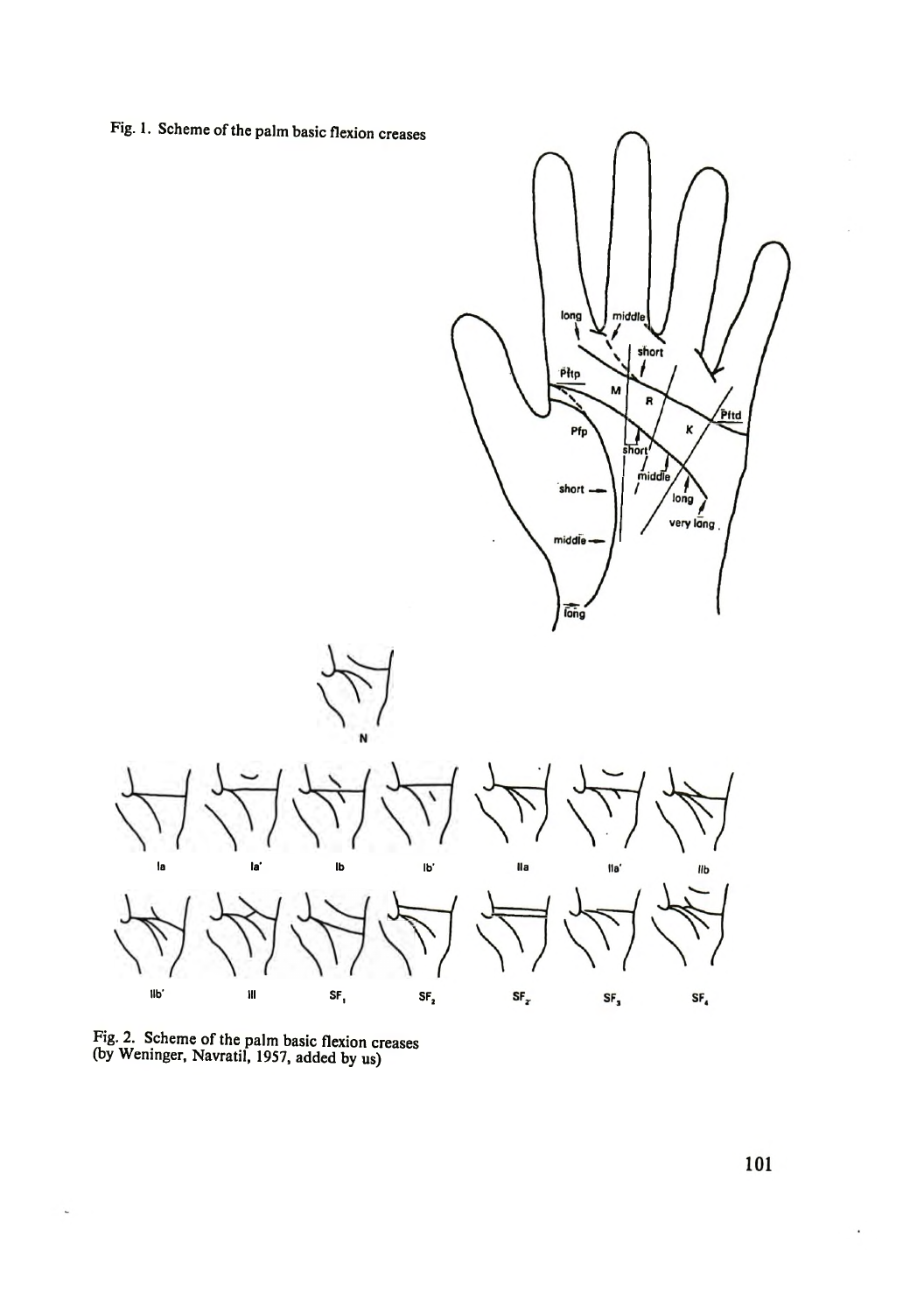Fig. 1. Scheme of the palm basic flexion creases

Fig. 2. Scheme of the palm basic flexion creases (by Weninger, Navratil, 1957, added by us)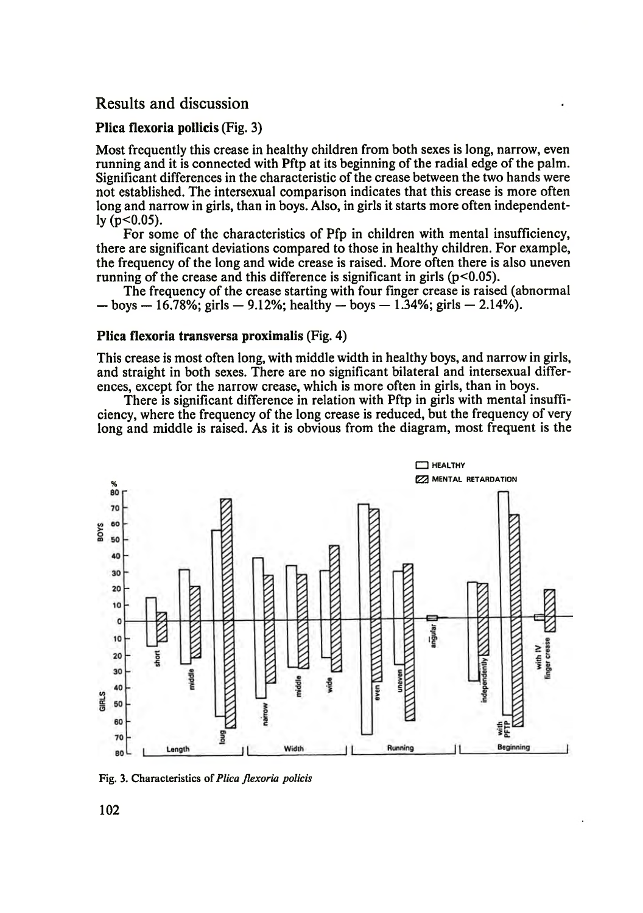## Results and discussion

### Plica flexoria pollicis (Fig. 3)

Most frequently this crease in healthy children from both sexes is long, narrow, even running and it is connected with Pftp at its beginning of the radial edge of the palm. Significant differences in the characteristic of the crease between the two hands were not established. The intersexual comparison indicates that this crease is more often long and narrow in girls, than in boys. Also, in girls it starts more often independently ($p<0.05$).

For some of the characteristics of Pfp in children with mental insufficiency, there are significant deviations compared to those in healthy children. For example, the frequency of the long and wide crease is raised. More often there is also uneven running of the crease and this difference is significant in girls ($p<0.05$).

The frequency of the crease starting with four finger crease is raised (abnormal — boys — 16.78%; girls — 9.12%; healthy — boys — 1.34%; girls — 2.14%).

### Plica flexoria transversa proximalis (Fig. 4)

This crease is most often long, with middle width in healthy boys, and narrow in girls, and straight in both sexes. There are no significant bilateral and intersexual differences, except for the narrow crease, which is more often in girls, than in boys.

There is significant difference in relation with Pftp in girls with mental insufficiency, where the frequency of the long crease is reduced, but the frequency of very long and middle is raised. As it is obvious from the diagram, most frequent is the

Fig. 3. Characteristics of *Plica flexoria policis*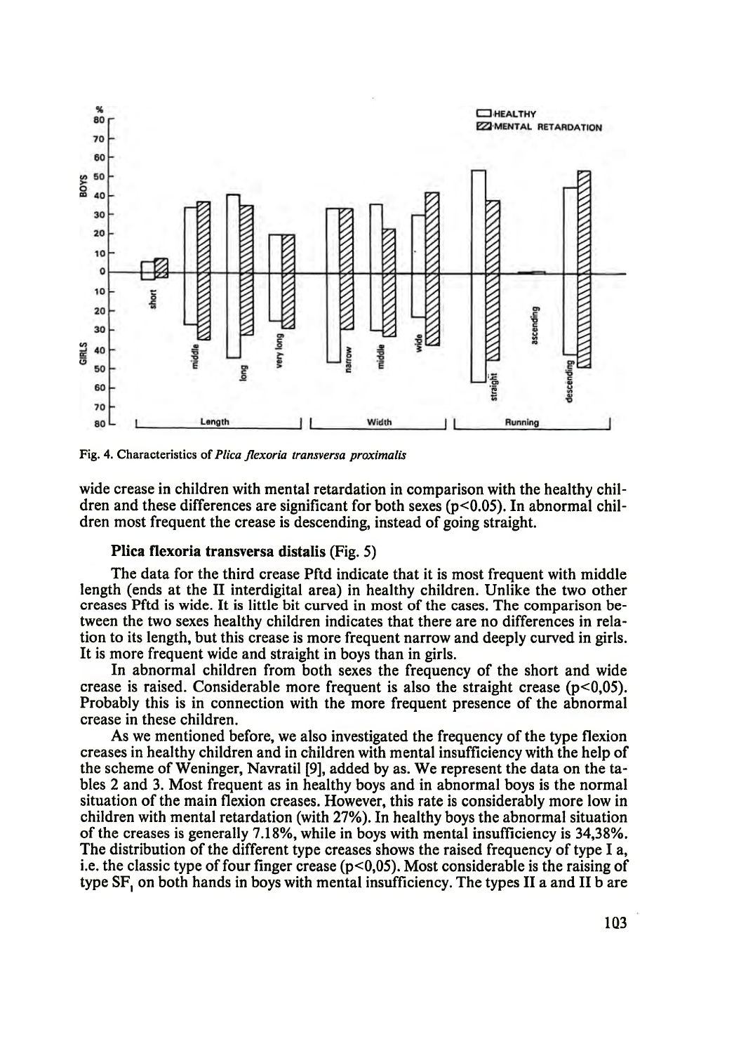Fig. 4. Characteristics of *Plica flexoria transversa proximalis*

wide crease in children with mental retardation in comparison with the healthy children and these differences are significant for both sexes ($p<0.05$). In abnormal children most frequent the crease is descending, instead of going straight.

**Plica flexoria transversa distalis** (Fig. 5)

The data for the third crease Pftd indicate that it is most frequent with middle length (ends at the II interdigital area) in healthy children. Unlike the two other creases Pftd is wide. It is little bit curved in most of the cases. The comparison between the two sexes healthy children indicates that there are no differences in relation to its length, but this crease is more frequent narrow and deeply curved in girls. It is more frequent wide and straight in boys than in girls.

In abnormal children from both sexes the frequency of the short and wide crease is raised. Considerable more frequent is also the straight crease ($p<0{,}05$). Probably this is in connection with the more frequent presence of the abnormal crease in these children.

As we mentioned before, we also investigated the frequency of the type flexion creases in healthy children and in children with mental insufficiency with the help of the scheme of Weninger, Navratil [9], added by as. We represent the data on the tables 2 and 3. Most frequent as in healthy boys and in abnormal boys is the normal situation of the main flexion creases. However, this rate is considerably more low in children with mental retardation (with 27%). In healthy boys the abnormal situation of the creases is generally 7.18%, while in boys with mental insufficiency is 34,38%. The distribution of the different type creases shows the raised frequency of type I a, i.e. the classic type of four finger crease ($p<0{,}05$). Most considerable is the raising of type $SF_1$ on both hands in boys with mental insufficiency. The types II a and II b are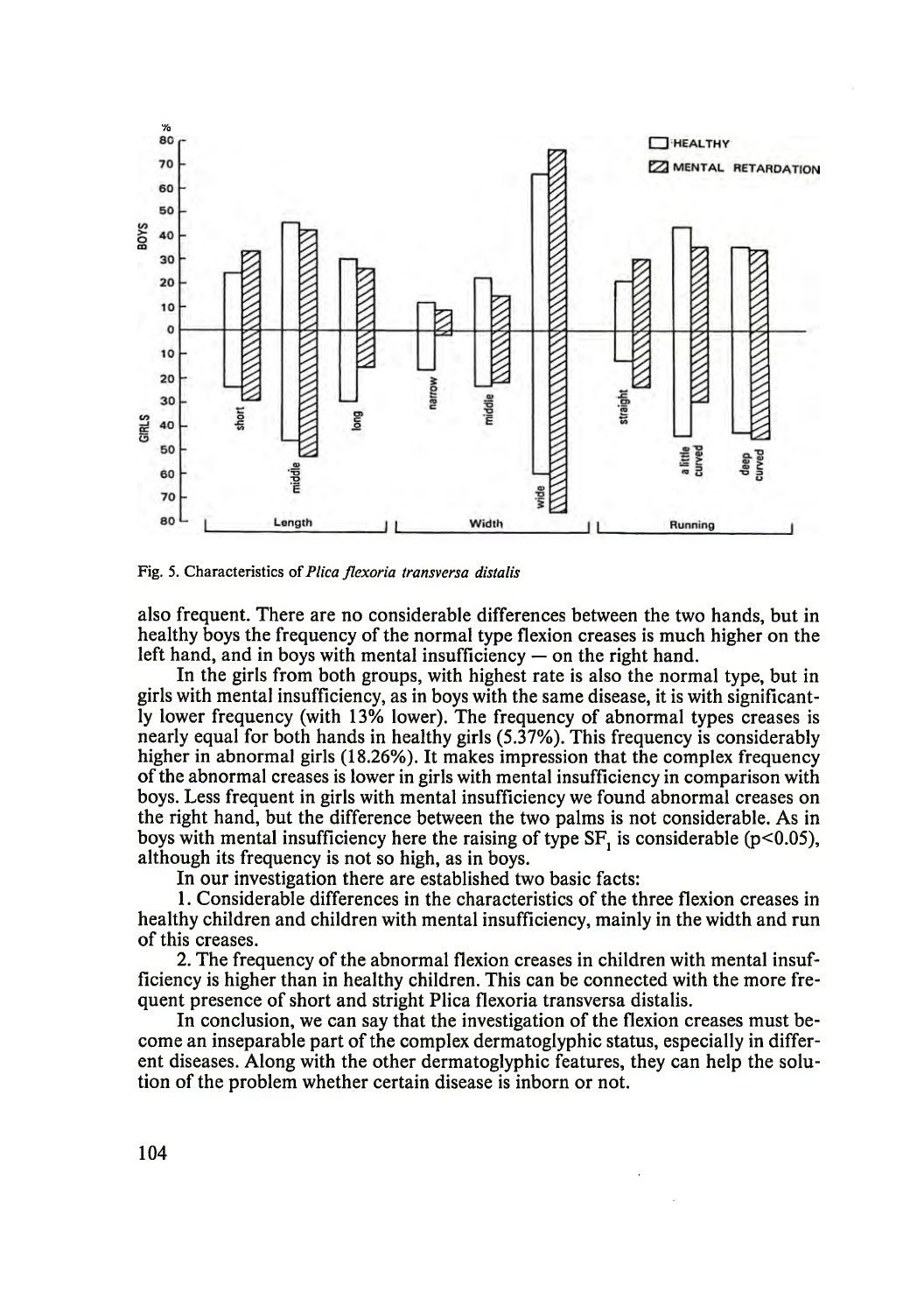Fig. 5. Characteristics of *Plica flexoria transversa distalis*

also frequent. There are no considerable differences between the two hands, but in healthy boys the frequency of the normal type flexion creases is much higher on the left hand, and in boys with mental insufficiency — on the right hand.

In the girls from both groups, with highest rate is also the normal type, but in girls with mental insufficiency, as in boys with the same disease, it is with significantly lower frequency (with 13% lower). The frequency of abnormal types creases is nearly equal for both hands in healthy girls (5.37%). This frequency is considerably higher in abnormal girls (18.26%). It makes impression that the complex frequency of the abnormal creases is lower in girls with mental insufficiency in comparison with boys. Less frequent in girls with mental insufficiency we found abnormal creases on the right hand, but the difference between the two palms is not considerable. As in boys with mental insufficiency here the raising of type $SF_1$ is considerable ($p<0.05$), although its frequency is not so high, as in boys.

In our investigation there are established two basic facts:

1. Considerable differences in the characteristics of the three flexion creases in healthy children and children with mental insufficiency, mainly in the width and run of this creases.

2. The frequency of the abnormal flexion creases in children with mental insufficiency is higher than in healthy children. This can be connected with the more frequent presence of short and stright Plica flexoria transversa distalis.

In conclusion, we can say that the investigation of the flexion creases must become an inseparable part of the complex dermatoglyphic status, especially in different diseases. Along with the other dermatoglyphic features, they can help the solution of the problem whether certain disease is inborn or not.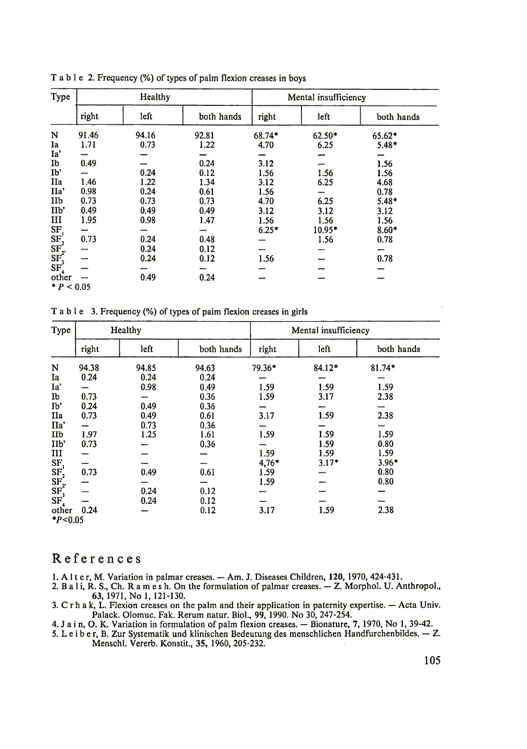Table 2. Frequency (%) of types of palm flexion creases in boys

| Type | Healthy | | | Mental insufficiency | | |
|---|---|---|---|---|---|---|
| | right | left | both hands | right | left | both hands |
| N | 91.46 | 94.16 | 92.81 | 68.74* | 62.50* | 65.62* |
| Ia | 1.71 | 0.73 | 1.22 | 4.70 | 6.25 | 5.48* |
| Ia' | — | — | — | — | — | — |
| Ib | 0.49 | — | 0.24 | 3.12 | — | 1.56 |
| Ib' | — | 0.24 | 0.12 | 1.56 | 1.56 | 1.56 |
| IIa | 1.46 | 1.22 | 1.34 | 3.12 | 6.25 | 4.68 |
| IIa' | 0.98 | 0.24 | 0.61 | 1.56 | — | 0.78 |
| IIb | 0.73 | 0.73 | 0.73 | 4.70 | 6.25 | 5.48* |
| IIb' | 0.49 | 0.49 | 0.49 | 3.12 | 3.12 | 3.12 |
| III | 1.95 | 0.98 | 1.47 | 1.56 | 1.56 | 1.56 |
| $SF_1$ | — | — | — | 6.25* | 10.95* | 8.60* |
| $SF_2$ | 0.73 | 0.24 | 0.48 | — | 1.56 | 0.78 |
| $SF_{2'}$ | — | 0.24 | 0.12 | — | — | — |
| $SF_3$ | — | 0.24 | 0.12 | 1.56 | — | 0.78 |
| $SF_4$ | — | — | — | — | — | — |
| other | — | 0.49 | 0.24 | — | — | — |

* $P < 0.05$

Table 3. Frequency (%) of types of paim flexion creases in girls

| Type | Healthy | | | Mental insufficiency | | |
|---|---|---|---|---|---|---|
| | right | left | both hands | right | left | both hands |
| N | 94.38 | 94.85 | 94.63 | 79.36* | 84.12* | 81.74* |
| Ia | 0.24 | 0.24 | 0.24 | — | — | — |
| Ia' | — | 0.98 | 0.49 | 1.59 | 1.59 | 1.59 |
| Ib | 0.73 | — | 0.36 | 1.59 | 3.17 | 2.38 |
| Ib' | 0.24 | 0.49 | 0.36 | — | — | — |
| IIa | 0.73 | 0.49 | 0.61 | 3.17 | 1.59 | 2.38 |
| IIa' | — | 0.73 | 0.36 | — | — | — |
| IIb | 1.97 | 1.25 | 1.61 | 1.59 | 1.59 | 1.59 |
| IIb' | 0.73 | — | 0.36 | — | 1.59 | 0.80 |
| III | — | — | — | 1.59 | 1.59 | 1.59 |
| $SF_1$ | — | — | — | 4,76* | 3.17* | 3.96* |
| $SF_2$ | 0.73 | 0.49 | 0.61 | 1.59 | — | 0.80 |
| $SF_{2'}$ | — | — | — | 1.59 | — | 0.80 |
| $SF_3$ | — | 0.24 | 0.12 | — | — | — |
| $SF_4$ | — | 0.24 | 0.12 | — | — | — |
| other | 0.24 | — | 0.12 | 3.17 | 1.59 | 2.38 |

* $P < 0.05$

# References

1. Alter, M. Variation in palmar creases. — Am. J. Diseases Children, **120**, 1970, 424-431.
2. Bali, R. S., Ch. Ramesh. On the formulation of palmar creases. — Z. Morphol. U. Anthropol., **63**, 1971, No 1, 121-130.
3. Crhak, L. Flexion creases on the palm and their application in paternity expertise. — Acta Univ. Palack. Olomuc. Fak. Rerum natur. Biol., **99**, 1990. No 30, 247-254.
4. Jain, O. K. Variation in formulation of palm flexion creases. — Bionature, **7**, 1970, No 1, 39-42.
5. Leiber, B. Zur Systematik und klinischen Bedeutung des menschlichen Handfurchenbildes. — Z. Menschl. Vererb. Konstit., **35**, 1960, 205-232.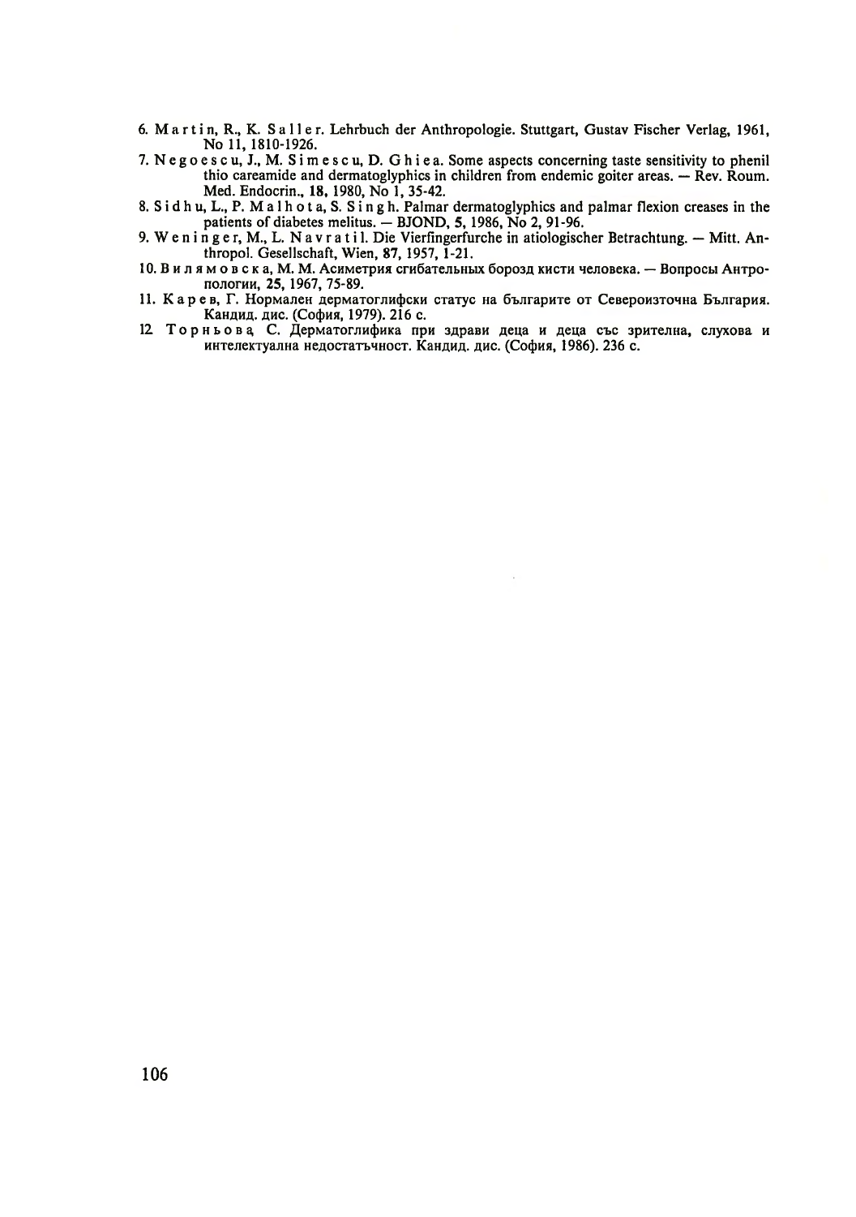6. Martin, R., K. Saller. Lehrbuch der Anthropologie. Stuttgart, Gustav Fischer Verlag, 1961, No 11, 1810-1926.
7. Negoescu, J., M. Simescu, D. Ghiea. Some aspects concerning taste sensitivity to phenil thio careamide and dermatoglyphics in children from endemic goiter areas. — Rev. Roum. Med. Endocrin., **18**, 1980, No 1, 35-42.
8. Sidhu, L., P. Malhota, S. Singh. Palmar dermatoglyphics and palmar flexion creases in the patients of diabetes melitus. — BJOND, **5**, 1986, No 2, 91-96.
9. Weninger, M., L. Navratil. Die Vierfingerfurche in ätiologischer Betrachtung. — Mitt. Anthropol. Gesellschaft, Wien, **87**, 1957, 1-21.
10. Вилямовска, М. М. Асиметрия сгибательных борозд кисти человека. — Вопросы Антропологии, **25**, 1967, 75-89.
11. Карев, Г. Нормален дерматоглифски статус на българите от Североизточна България. Кандид. дис. (София, 1979). 216 с.
12. Торньова, С. Дерматоглифика при здрави деца и деца със зрителна, слухова и интелектуална недостатъчност. Кандид. дис. (София, 1986). 236 с.